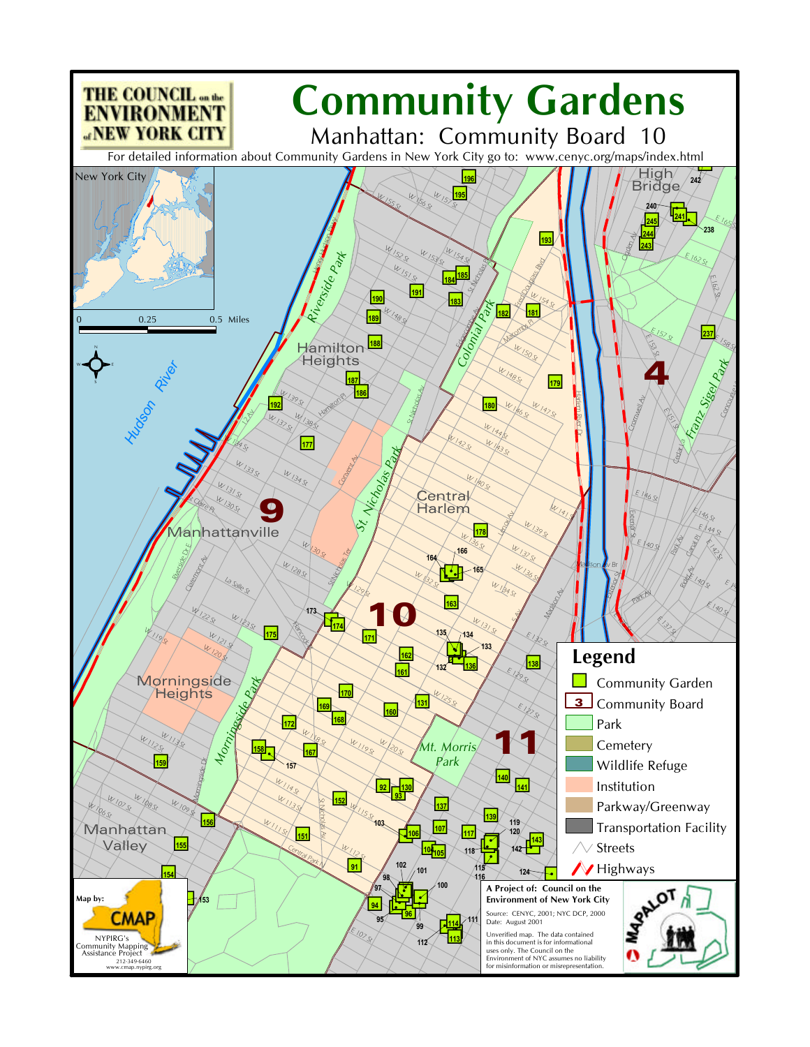# Community Gardens

## Manhattan: Community Board 10

THE COUNCIL on the ENVIRONMENT of NEW YORK CITY

For detailed information about Community Gardens in New York City go to: www.cenyc.org/maps/index.html

## Legend

- Community Garden
- Community Board
- Park
- Cemetery
- Wildlife Refuge
- Institution
- Parkway/Greenway
- Transportation Facility
- Streets
- Highways

Map by: CMAP

NYPIRG's Community Mapping Assistance Project
212-349-6460
www.cmap.nypirg.org

**A Project of: Council on the Environment of New York City**

Source: CENYC, 2001; NYC DCP, 2000
Date: August 2001

Unverified map. The data contained in this document is for informational uses only. The Council on the Environment of NYC assumes no liability for misinformation or misrepresentation.

MAPALOT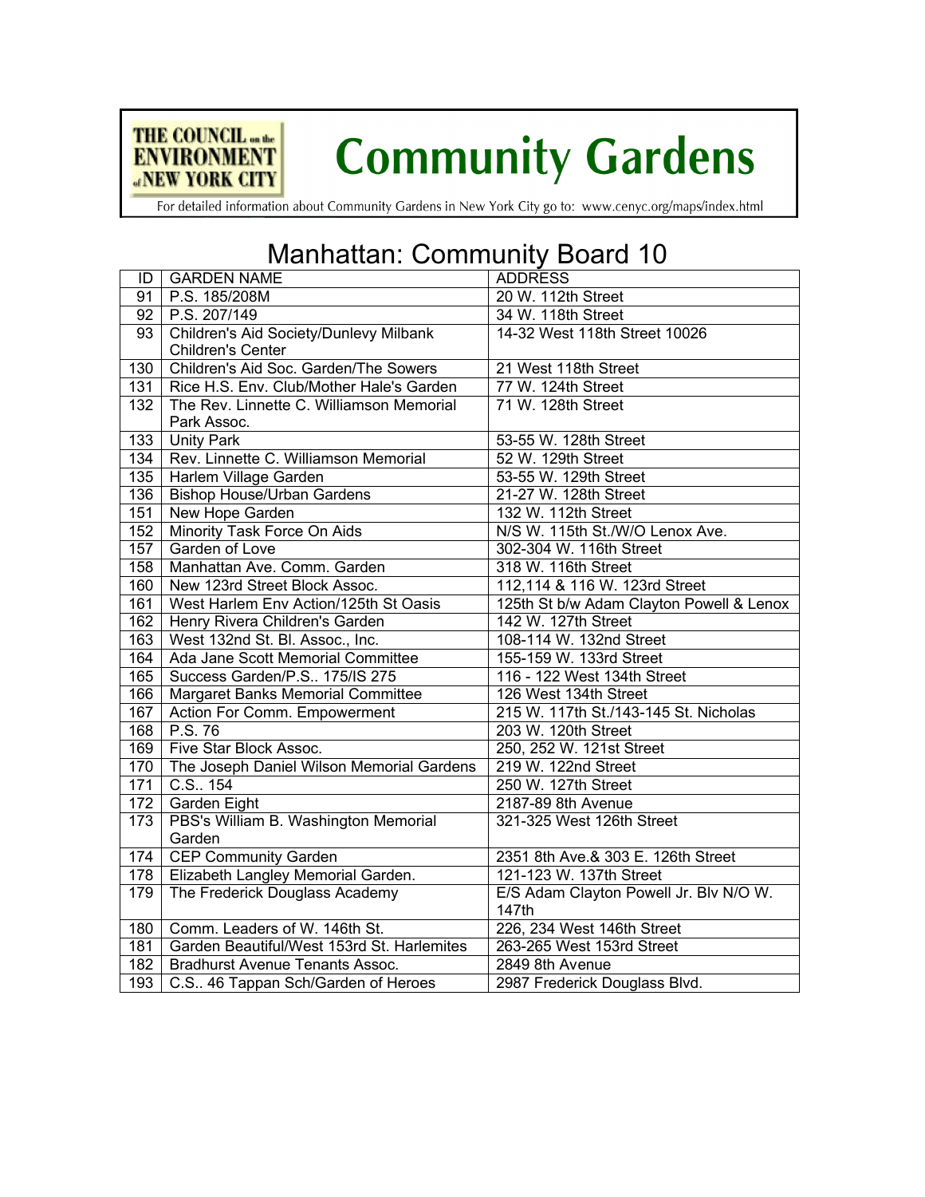THE COUNCIL on the ENVIRONMENT of NEW YORK CITY

# Community Gardens

For detailed information about Community Gardens in New York City go to: www.cenyc.org/maps/index.html

## Manhattan: Community Board 10

| ID | GARDEN NAME | ADDRESS |
|---|---|---|
| 91 | P.S. 185/208M | 20 W. 112th Street |
| 92 | P.S. 207/149 | 34 W. 118th Street |
| 93 | Children's Aid Society/Dunlevy Milbank Children's Center | 14-32 West 118th Street 10026 |
| 130 | Children's Aid Soc. Garden/The Sowers | 21 West 118th Street |
| 131 | Rice H.S. Env. Club/Mother Hale's Garden | 77 W. 124th Street |
| 132 | The Rev. Linnette C. Williamson Memorial Park Assoc. | 71 W. 128th Street |
| 133 | Unity Park | 53-55 W. 128th Street |
| 134 | Rev. Linnette C. Williamson Memorial | 52 W. 129th Street |
| 135 | Harlem Village Garden | 53-55 W. 129th Street |
| 136 | Bishop House/Urban Gardens | 21-27 W. 128th Street |
| 151 | New Hope Garden | 132 W. 112th Street |
| 152 | Minority Task Force On Aids | N/S W. 115th St./W/O Lenox Ave. |
| 157 | Garden of Love | 302-304 W. 116th Street |
| 158 | Manhattan Ave. Comm. Garden | 318 W. 116th Street |
| 160 | New 123rd Street Block Assoc. | 112,114 & 116 W. 123rd Street |
| 161 | West Harlem Env Action/125th St Oasis | 125th St b/w Adam Clayton Powell & Lenox |
| 162 | Henry Rivera Children's Garden | 142 W. 127th Street |
| 163 | West 132nd St. Bl. Assoc., Inc. | 108-114 W. 132nd Street |
| 164 | Ada Jane Scott Memorial Committee | 155-159 W. 133rd Street |
| 165 | Success Garden/P.S.. 175/IS 275 | 116 - 122 West 134th Street |
| 166 | Margaret Banks Memorial Committee | 126 West 134th Street |
| 167 | Action For Comm. Empowerment | 215 W. 117th St./143-145 St. Nicholas |
| 168 | P.S. 76 | 203 W. 120th Street |
| 169 | Five Star Block Assoc. | 250, 252 W. 121st Street |
| 170 | The Joseph Daniel Wilson Memorial Gardens | 219 W. 122nd Street |
| 171 | C.S.. 154 | 250 W. 127th Street |
| 172 | Garden Eight | 2187-89 8th Avenue |
| 173 | PBS's William B. Washington Memorial Garden | 321-325 West 126th Street |
| 174 | CEP Community Garden | 2351 8th Ave.& 303 E. 126th Street |
| 178 | Elizabeth Langley Memorial Garden. | 121-123 W. 137th Street |
| 179 | The Frederick Douglass Academy | E/S Adam Clayton Powell Jr. Blv N/O W. 147th |
| 180 | Comm. Leaders of W. 146th St. | 226, 234 West 146th Street |
| 181 | Garden Beautiful/West 153rd St. Harlemites | 263-265 West 153rd Street |
| 182 | Bradhurst Avenue Tenants Assoc. | 2849 8th Avenue |
| 193 | C.S.. 46 Tappan Sch/Garden of Heroes | 2987 Frederick Douglass Blvd. |